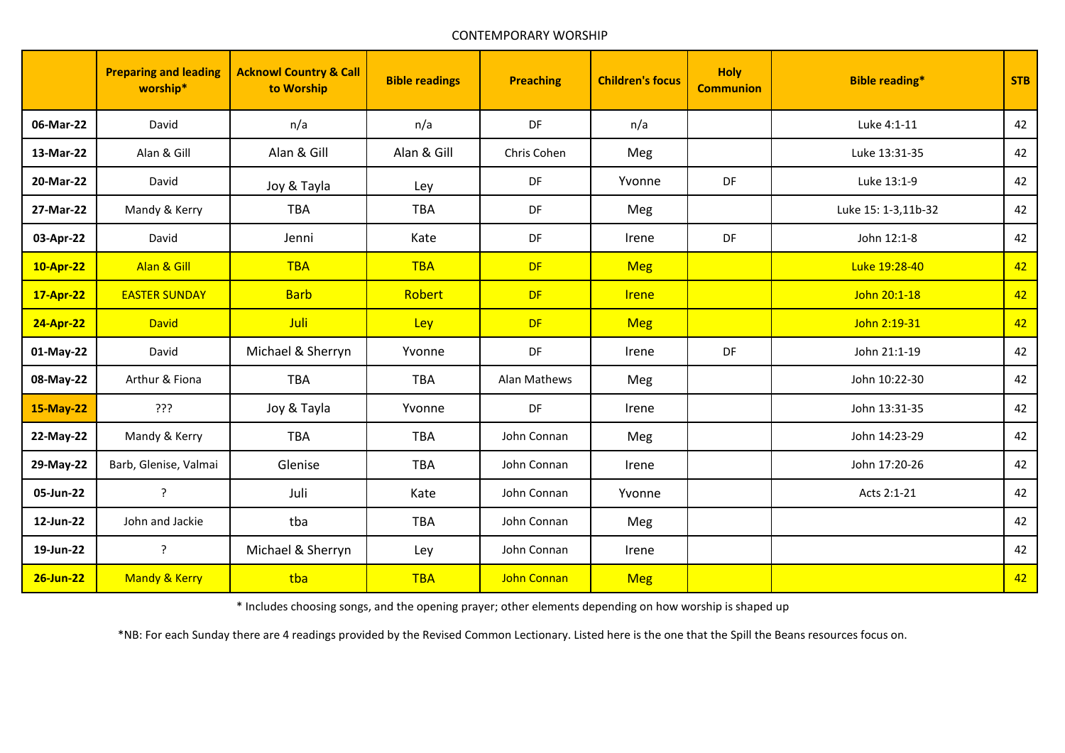CONTEMPORARY WORSHIP

| | Preparing and leading worship* | Acknowl Country & Call to Worship | Bible readings | Preaching | Children's focus | Holy Communion | Bible reading* | STB |
|---|---|---|---|---|---|---|---|---|
| 06-Mar-22 | David | n/a | n/a | DF | n/a | | Luke 4:1-11 | 42 |
| 13-Mar-22 | Alan & Gill | Alan & Gill | Alan & Gill | Chris Cohen | Meg | | Luke 13:31-35 | 42 |
| 20-Mar-22 | David | Joy & Tayla | Ley | DF | Yvonne | DF | Luke 13:1-9 | 42 |
| 27-Mar-22 | Mandy & Kerry | TBA | TBA | DF | Meg | | Luke 15: 1-3,11b-32 | 42 |
| 03-Apr-22 | David | Jenni | Kate | DF | Irene | DF | John 12:1-8 | 42 |
| 10-Apr-22 | Alan & Gill | TBA | TBA | DF | Meg | | Luke 19:28-40 | 42 |
| 17-Apr-22 | EASTER SUNDAY | Barb | Robert | DF | Irene | | John 20:1-18 | 42 |
| 24-Apr-22 | David | Juli | Ley | DF | Meg | | John 2:19-31 | 42 |
| 01-May-22 | David | Michael & Sherryn | Yvonne | DF | Irene | DF | John 21:1-19 | 42 |
| 08-May-22 | Arthur & Fiona | TBA | TBA | Alan Mathews | Meg | | John 10:22-30 | 42 |
| 15-May-22 | ??? | Joy & Tayla | Yvonne | DF | Irene | | John 13:31-35 | 42 |
| 22-May-22 | Mandy & Kerry | TBA | TBA | John Connan | Meg | | John 14:23-29 | 42 |
| 29-May-22 | Barb, Glenise, Valmai | Glenise | TBA | John Connan | Irene | | John 17:20-26 | 42 |
| 05-Jun-22 | ? | Juli | Kate | John Connan | Yvonne | | Acts 2:1-21 | 42 |
| 12-Jun-22 | John and Jackie | tba | TBA | John Connan | Meg | | | 42 |
| 19-Jun-22 | ? | Michael & Sherryn | Ley | John Connan | Irene | | | 42 |
| 26-Jun-22 | Mandy & Kerry | tba | TBA | John Connan | Meg | | | 42 |

* Includes choosing songs, and the opening prayer; other elements depending on how worship is shaped up

*NB: For each Sunday there are 4 readings provided by the Revised Common Lectionary. Listed here is the one that the Spill the Beans resources focus on.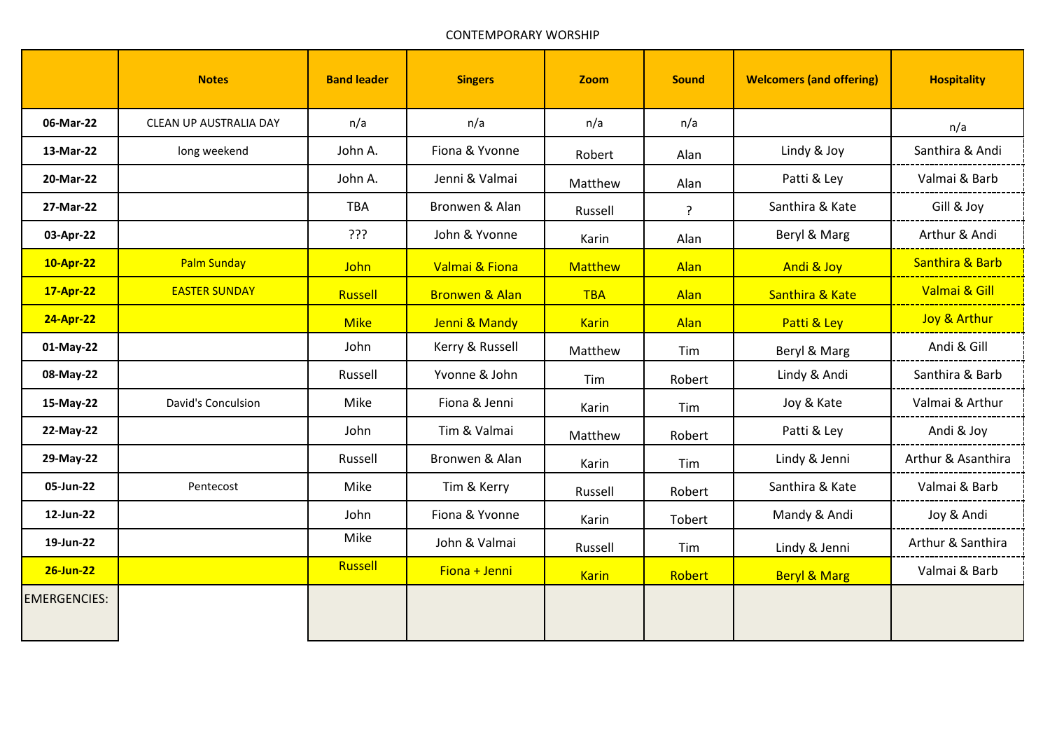CONTEMPORARY WORSHIP

| | Notes | Band leader | Singers | Zoom | Sound | Welcomers (and offering) | Hospitality |
|---|---|---|---|---|---|---|---|
| 06-Mar-22 | CLEAN UP AUSTRALIA DAY | n/a | n/a | n/a | n/a | | n/a |
| 13-Mar-22 | long weekend | John A. | Fiona & Yvonne | Robert | Alan | Lindy & Joy | Santhira & Andi |
| 20-Mar-22 | | John A. | Jenni & Valmai | Matthew | Alan | Patti & Ley | Valmai & Barb |
| 27-Mar-22 | | TBA | Bronwen & Alan | Russell | ? | Santhira & Kate | Gill & Joy |
| 03-Apr-22 | | ??? | John & Yvonne | Karin | Alan | Beryl & Marg | Arthur & Andi |
| 10-Apr-22 | Palm Sunday | John | Valmai & Fiona | Matthew | Alan | Andi & Joy | Santhira & Barb |
| 17-Apr-22 | EASTER SUNDAY | Russell | Bronwen & Alan | TBA | Alan | Santhira & Kate | Valmai & Gill |
| 24-Apr-22 | | Mike | Jenni & Mandy | Karin | Alan | Patti & Ley | Joy & Arthur |
| 01-May-22 | | John | Kerry & Russell | Matthew | Tim | Beryl & Marg | Andi & Gill |
| 08-May-22 | | Russell | Yvonne & John | Tim | Robert | Lindy & Andi | Santhira & Barb |
| 15-May-22 | David's Conculsion | Mike | Fiona & Jenni | Karin | Tim | Joy & Kate | Valmai & Arthur |
| 22-May-22 | | John | Tim & Valmai | Matthew | Robert | Patti & Ley | Andi & Joy |
| 29-May-22 | | Russell | Bronwen & Alan | Karin | Tim | Lindy & Jenni | Arthur & Asanthira |
| 05-Jun-22 | Pentecost | Mike | Tim & Kerry | Russell | Robert | Santhira & Kate | Valmai & Barb |
| 12-Jun-22 | | John | Fiona & Yvonne | Karin | Tobert | Mandy & Andi | Joy & Andi |
| 19-Jun-22 | | Mike | John & Valmai | Russell | Tim | Lindy & Jenni | Arthur & Santhira |
| 26-Jun-22 | | Russell | Fiona + Jenni | Karin | Robert | Beryl & Marg | Valmai & Barb |
| EMERGENCIES: | | | | | | | |